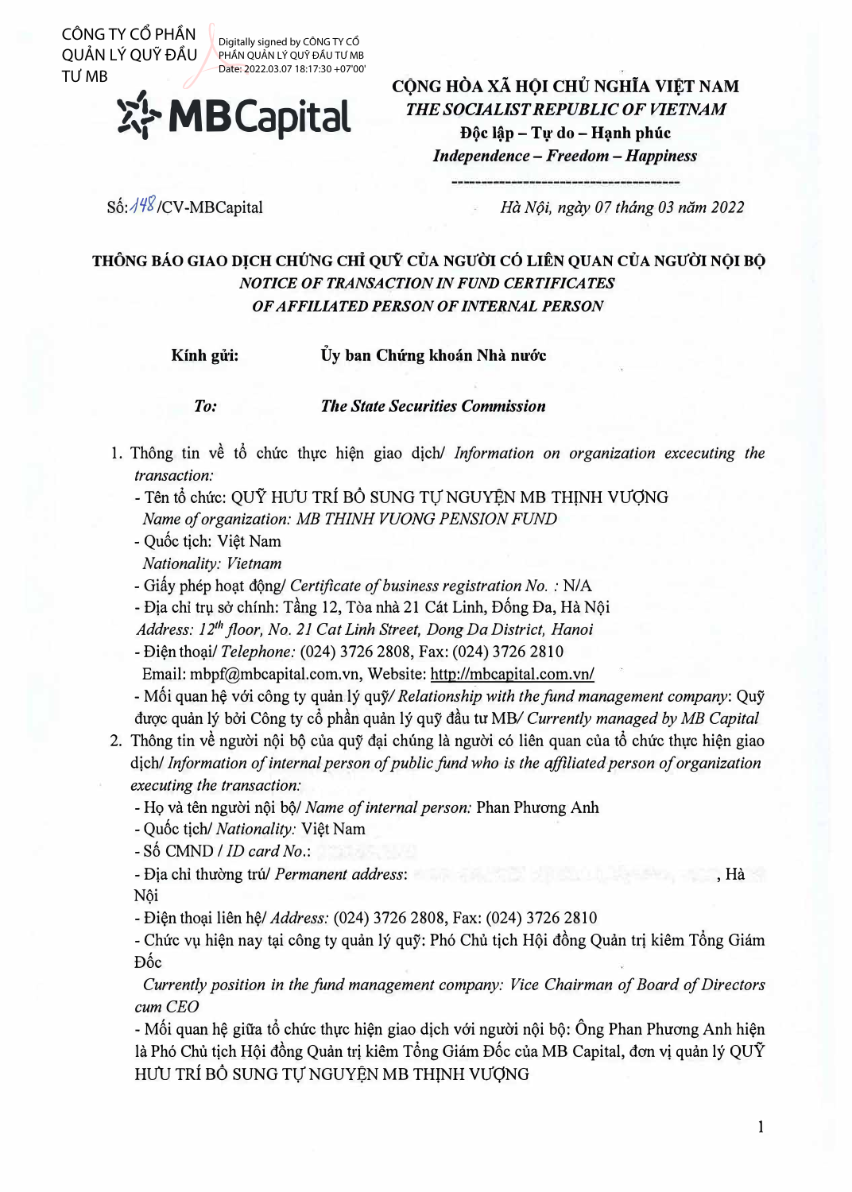CÔNG TY CỔ PHẦN QUẢN LÝ QUỸ ĐẦU TƯ MB

Digitally signed by CÔNG TY CỔ PHẦN QUẢN LÝ QUỸ ĐẦU TƯ MB
Date: 2022.03.07 18:17:30 +07'00'

MBCapital

**CỘNG HÒA XÃ HỘI CHỦ NGHĨA VIỆT NAM**
***THE SOCIALIST REPUBLIC OF VIETNAM***
**Độc lập – Tự do – Hạnh phúc**
***Independence – Freedom – Happiness***

Số: 148 /CV-MBCapital

*Hà Nội, ngày 07 tháng 03 năm 2022*

**THÔNG BÁO GIAO DỊCH CHỨNG CHỈ QUỸ CỦA NGƯỜI CÓ LIÊN QUAN CỦA NGƯỜI NỘI BỘ**
***NOTICE OF TRANSACTION IN FUND CERTIFICATES OF AFFILIATED PERSON OF INTERNAL PERSON***

**Kính gửi:** **Ủy ban Chứng khoán Nhà nước**

***To:*** ***The State Securities Commission***

1. Thông tin về tổ chức thực hiện giao dịch/ *Information on organization excecuting the transaction:*
   - Tên tổ chức: QUỸ HƯU TRÍ BỔ SUNG TỰ NGUYỆN MB THỊNH VƯỢNG
     *Name of organization: MB THINH VUONG PENSION FUND*
   - Quốc tịch: Việt Nam
     *Nationality: Vietnam*
   - Giấy phép hoạt động/ *Certificate of business registration No.* : N/A
   - Địa chỉ trụ sở chính: Tầng 12, Tòa nhà 21 Cát Linh, Đống Đa, Hà Nội
     *Address: 12th floor, No. 21 Cat Linh Street, Dong Da District, Hanoi*
   - Điện thoại/ *Telephone:* (024) 3726 2808, Fax: (024) 3726 2810
     Email: mbpf@mbcapital.com.vn, Website: http://mbcapital.com.vn/
   - Mối quan hệ với công ty quản lý quỹ/ *Relationship with the fund management company*: Quỹ được quản lý bởi Công ty cổ phần quản lý quỹ đầu tư MB/ *Currently managed by MB Capital*
2. Thông tin về người nội bộ của quỹ đại chúng là người có liên quan của tổ chức thực hiện giao dịch/ *Information of internal person of public fund who is the affiliated person of organization executing the transaction:*
   - Họ và tên người nội bộ/ *Name of internal person:* Phan Phương Anh
   - Quốc tịch/ *Nationality:* Việt Nam
   - Số CMND / *ID card No.*:
   - Địa chỉ thường trú/ *Permanent address*: , Hà Nội
   - Điện thoại liên hệ/ *Address:* (024) 3726 2808, Fax: (024) 3726 2810
   - Chức vụ hiện nay tại công ty quản lý quỹ: Phó Chủ tịch Hội đồng Quản trị kiêm Tổng Giám Đốc
     *Currently position in the fund management company: Vice Chairman of Board of Directors cum CEO*
   - Mối quan hệ giữa tổ chức thực hiện giao dịch với người nội bộ: Ông Phan Phương Anh hiện là Phó Chủ tịch Hội đồng Quản trị kiêm Tổng Giám Đốc của MB Capital, đơn vị quản lý QUỸ HƯU TRÍ BỔ SUNG TỰ NGUYỆN MB THỊNH VƯỢNG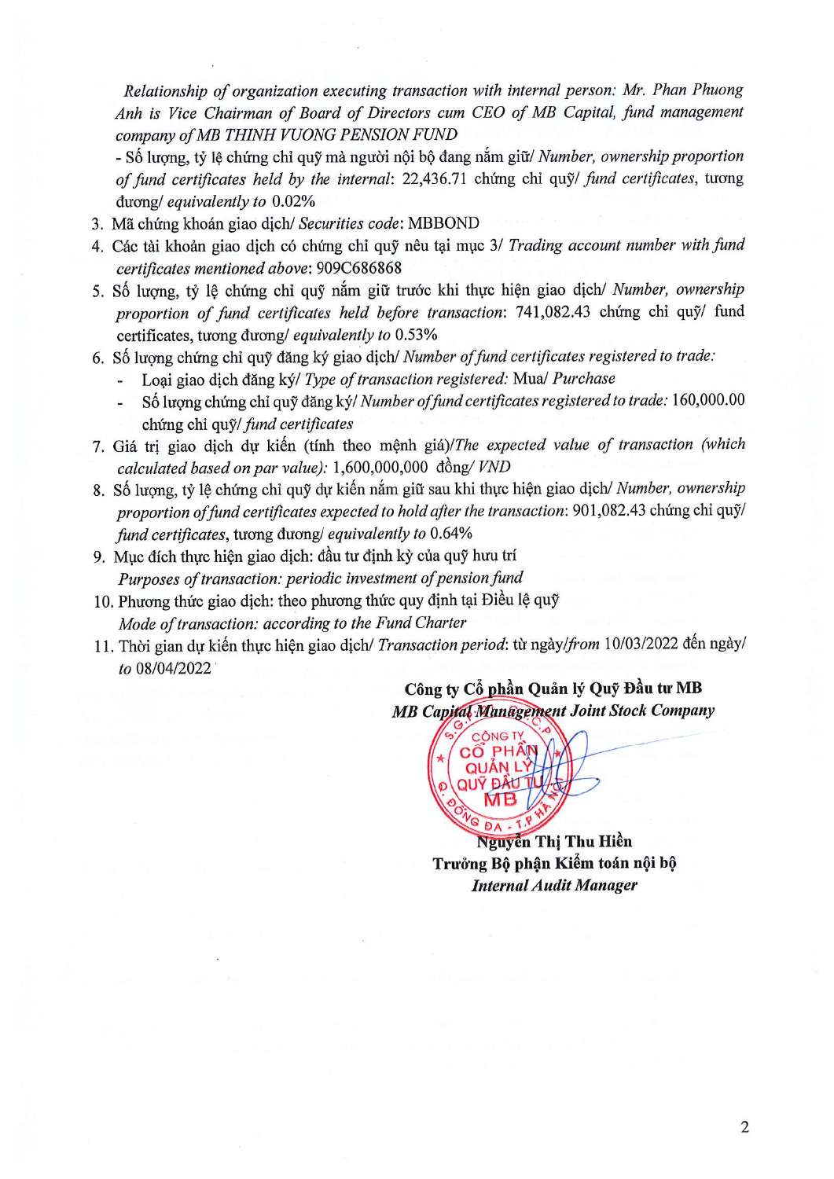*Relationship of organization executing transaction with internal person: Mr. Phan Phuong Anh is Vice Chairman of Board of Directors cum CEO of MB Capital, fund management company of MB THINH VUONG PENSION FUND*

- Số lượng, tỷ lệ chứng chỉ quỹ mà người nội bộ đang nắm giữ/ *Number, ownership proportion of fund certificates held by the internal*: 22,436.71 chứng chỉ quỹ/ *fund certificates*, tương đương/ *equivalently to* 0.02%

3. Mã chứng khoán giao dịch/ *Securities code*: MBBOND
4. Các tài khoản giao dịch có chứng chỉ quỹ nêu tại mục 3/ *Trading account number with fund certificates mentioned above*: 909C686868
5. Số lượng, tỷ lệ chứng chỉ quỹ nắm giữ trước khi thực hiện giao dịch/ *Number, ownership proportion of fund certificates held before transaction*: 741,082.43 chứng chỉ quỹ/ fund certificates, tương đương/ *equivalently to* 0.53%
6. Số lượng chứng chỉ quỹ đăng ký giao dịch/ *Number of fund certificates registered to trade:*
   - Loại giao dịch đăng ký/ *Type of transaction registered:* Mua/ *Purchase*
   - Số lượng chứng chỉ quỹ đăng ký/ *Number of fund certificates registered to trade:* 160,000.00 chứng chỉ quỹ/ *fund certificates*
7. Giá trị giao dịch dự kiến (tính theo mệnh giá)/*The expected value of transaction (which calculated based on par value):* 1,600,000,000 đồng/ *VND*
8. Số lượng, tỷ lệ chứng chỉ quỹ dự kiến nắm giữ sau khi thực hiện giao dịch/ *Number, ownership proportion of fund certificates expected to hold after the transaction*: 901,082.43 chứng chỉ quỹ/ *fund certificates*, tương đương/ *equivalently to* 0.64%
9. Mục đích thực hiện giao dịch: đầu tư định kỳ của quỹ hưu trí
   *Purposes of transaction: periodic investment of pension fund*
10. Phương thức giao dịch: theo phương thức quy định tại Điều lệ quỹ
    *Mode of transaction: according to the Fund Charter*
11. Thời gian dự kiến thực hiện giao dịch/ *Transaction period*: từ ngày/*from* 10/03/2022 đến ngày/ *to* 08/04/2022

**Công ty Cổ phần Quản lý Quỹ Đầu tư MB**
***MB Capital Management Joint Stock Company***

**Nguyễn Thị Thu Hiền**
**Trưởng Bộ phận Kiểm toán nội bộ**
***Internal Audit Manager***